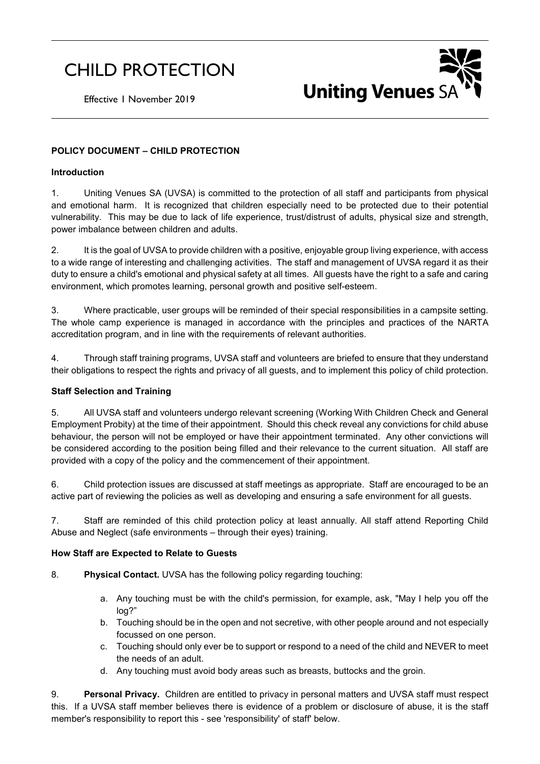# CHILD PROTECTION

Effective 1 November 2019

**Uniting Venues SA**

**POLICY DOCUMENT – CHILD PROTECTION**

**Introduction**

1. Uniting Venues SA (UVSA) is committed to the protection of all staff and participants from physical and emotional harm. It is recognized that children especially need to be protected due to their potential vulnerability. This may be due to lack of life experience, trust/distrust of adults, physical size and strength, power imbalance between children and adults.

2. It is the goal of UVSA to provide children with a positive, enjoyable group living experience, with access to a wide range of interesting and challenging activities. The staff and management of UVSA regard it as their duty to ensure a child's emotional and physical safety at all times. All guests have the right to a safe and caring environment, which promotes learning, personal growth and positive self-esteem.

3. Where practicable, user groups will be reminded of their special responsibilities in a campsite setting. The whole camp experience is managed in accordance with the principles and practices of the NARTA accreditation program, and in line with the requirements of relevant authorities.

4. Through staff training programs, UVSA staff and volunteers are briefed to ensure that they understand their obligations to respect the rights and privacy of all guests, and to implement this policy of child protection.

**Staff Selection and Training**

5. All UVSA staff and volunteers undergo relevant screening (Working With Children Check and General Employment Probity) at the time of their appointment. Should this check reveal any convictions for child abuse behaviour, the person will not be employed or have their appointment terminated. Any other convictions will be considered according to the position being filled and their relevance to the current situation. All staff are provided with a copy of the policy and the commencement of their appointment.

6. Child protection issues are discussed at staff meetings as appropriate. Staff are encouraged to be an active part of reviewing the policies as well as developing and ensuring a safe environment for all guests.

7. Staff are reminded of this child protection policy at least annually. All staff attend Reporting Child Abuse and Neglect (safe environments – through their eyes) training.

**How Staff are Expected to Relate to Guests**

8. **Physical Contact.** UVSA has the following policy regarding touching:

   a. Any touching must be with the child's permission, for example, ask, "May I help you off the log?"
   b. Touching should be in the open and not secretive, with other people around and not especially focussed on one person.
   c. Touching should only ever be to support or respond to a need of the child and NEVER to meet the needs of an adult.
   d. Any touching must avoid body areas such as breasts, buttocks and the groin.

9. **Personal Privacy.** Children are entitled to privacy in personal matters and UVSA staff must respect this. If a UVSA staff member believes there is evidence of a problem or disclosure of abuse, it is the staff member's responsibility to report this - see 'responsibility' of staff' below.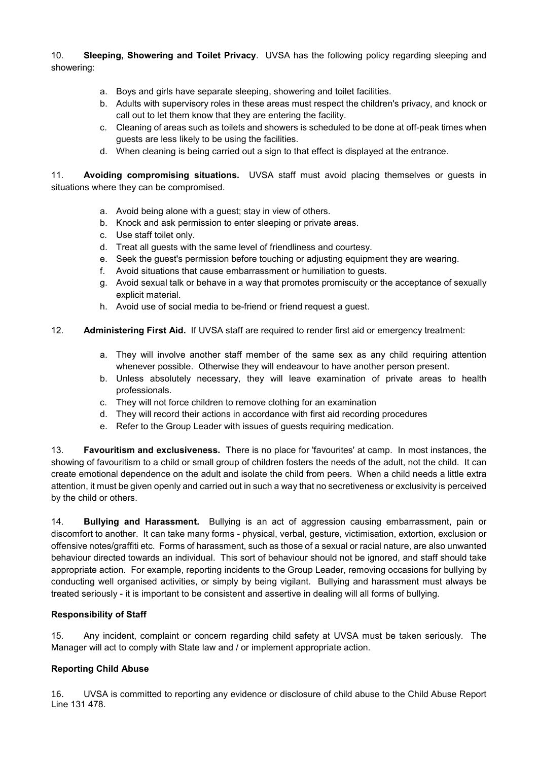10. **Sleeping, Showering and Toilet Privacy**. UVSA has the following policy regarding sleeping and showering:

a. Boys and girls have separate sleeping, showering and toilet facilities.
b. Adults with supervisory roles in these areas must respect the children's privacy, and knock or call out to let them know that they are entering the facility.
c. Cleaning of areas such as toilets and showers is scheduled to be done at off-peak times when guests are less likely to be using the facilities.
d. When cleaning is being carried out a sign to that effect is displayed at the entrance.

11. **Avoiding compromising situations.** UVSA staff must avoid placing themselves or guests in situations where they can be compromised.

a. Avoid being alone with a guest; stay in view of others.
b. Knock and ask permission to enter sleeping or private areas.
c. Use staff toilet only.
d. Treat all guests with the same level of friendliness and courtesy.
e. Seek the guest's permission before touching or adjusting equipment they are wearing.
f. Avoid situations that cause embarrassment or humiliation to guests.
g. Avoid sexual talk or behave in a way that promotes promiscuity or the acceptance of sexually explicit material.
h. Avoid use of social media to be-friend or friend request a guest.

12. **Administering First Aid.** If UVSA staff are required to render first aid or emergency treatment:

a. They will involve another staff member of the same sex as any child requiring attention whenever possible. Otherwise they will endeavour to have another person present.
b. Unless absolutely necessary, they will leave examination of private areas to health professionals.
c. They will not force children to remove clothing for an examination
d. They will record their actions in accordance with first aid recording procedures
e. Refer to the Group Leader with issues of guests requiring medication.

13. **Favouritism and exclusiveness.** There is no place for 'favourites' at camp. In most instances, the showing of favouritism to a child or small group of children fosters the needs of the adult, not the child. It can create emotional dependence on the adult and isolate the child from peers. When a child needs a little extra attention, it must be given openly and carried out in such a way that no secretiveness or exclusivity is perceived by the child or others.

14. **Bullying and Harassment.** Bullying is an act of aggression causing embarrassment, pain or discomfort to another. It can take many forms - physical, verbal, gesture, victimisation, extortion, exclusion or offensive notes/graffiti etc. Forms of harassment, such as those of a sexual or racial nature, are also unwanted behaviour directed towards an individual. This sort of behaviour should not be ignored, and staff should take appropriate action. For example, reporting incidents to the Group Leader, removing occasions for bullying by conducting well organised activities, or simply by being vigilant. Bullying and harassment must always be treated seriously - it is important to be consistent and assertive in dealing will all forms of bullying.

### Responsibility of Staff

15. Any incident, complaint or concern regarding child safety at UVSA must be taken seriously. The Manager will act to comply with State law and / or implement appropriate action.

### Reporting Child Abuse

16. UVSA is committed to reporting any evidence or disclosure of child abuse to the Child Abuse Report Line 131 478.